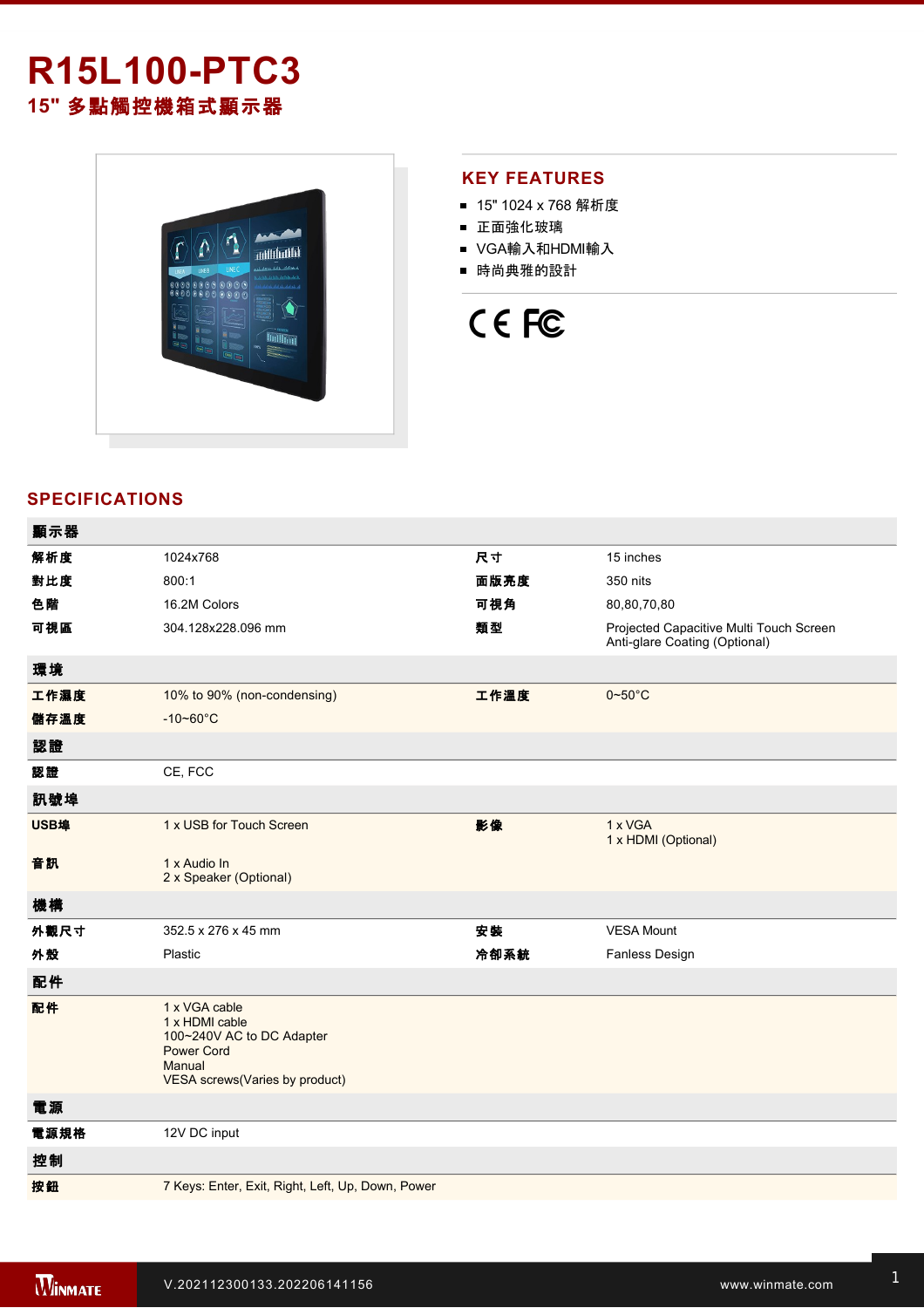# R15L100-PTC3

## 15" 多點觸控機箱式顯示器

## KEY FEATURES

- 15" 1024 x 768 解析度
- 正面強化玻璃
- VGA輸入和HDMI輸入
- 時尚典雅的設計

## SPECIFICATIONS

| 顯示器 | | | |
|---|---|---|---|
| 解析度 | 1024x768 | 尺寸 | 15 inches |
| 對比度 | 800:1 | 面版亮度 | 350 nits |
| 色階 | 16.2M Colors | 可視角 | 80,80,70,80 |
| 可視區 | 304.128x228.096 mm | 類型 | Projected Capacitive Multi Touch Screen<br>Anti-glare Coating (Optional) |
| **環境** | | | |
| 工作濕度 | 10% to 90% (non-condensing) | 工作溫度 | 0~50°C |
| 儲存溫度 | -10~60°C | | |
| **認證** | | | |
| 認證 | CE, FCC | | |
| **訊號埠** | | | |
| USB埠 | 1 x USB for Touch Screen | 影像 | 1 x VGA<br>1 x HDMI (Optional) |
| 音訊 | 1 x Audio In<br>2 x Speaker (Optional) | | |
| **機構** | | | |
| 外觀尺寸 | 352.5 x 276 x 45 mm | 安裝 | VESA Mount |
| 外殼 | Plastic | 冷卻系統 | Fanless Design |
| **配件** | | | |
| 配件 | 1 x VGA cable<br>1 x HDMI cable<br>100~240V AC to DC Adapter<br>Power Cord<br>Manual<br>VESA screws(Varies by product) | | |
| **電源** | | | |
| 電源規格 | 12V DC input | | |
| **控制** | | | |
| 按鈕 | 7 Keys: Enter, Exit, Right, Left, Up, Down, Power | | |

V.202112300133.202206141156

www.winmate.com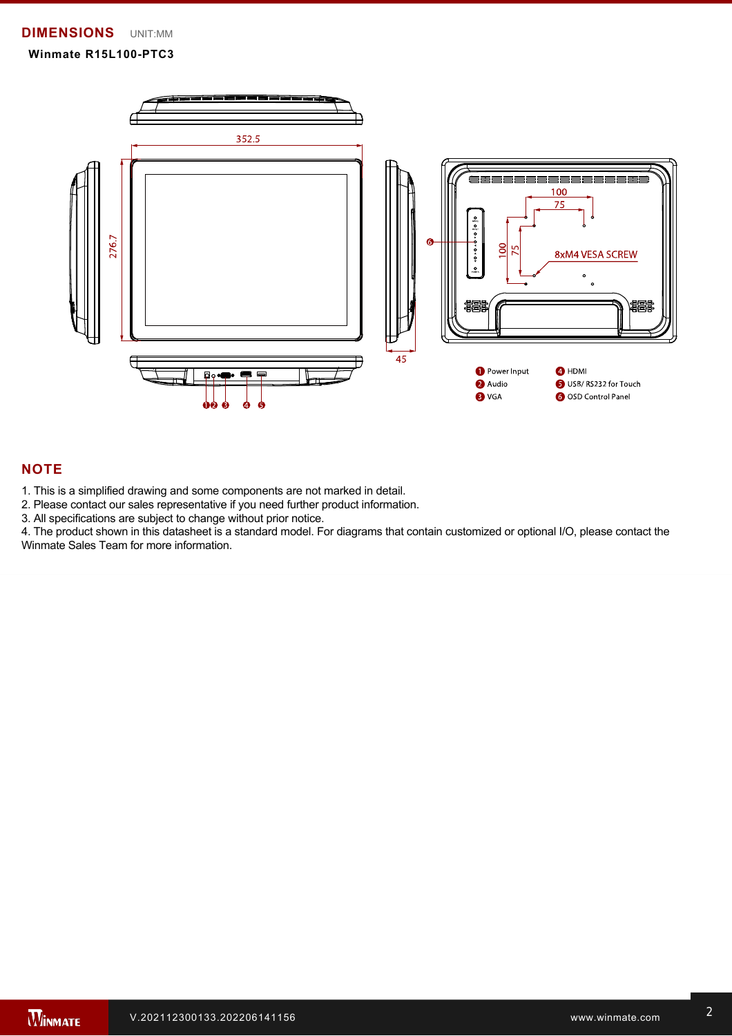## DIMENSIONS UNIT:MM

**Winmate R15L100-PTC3**

352.5

276.7

45

100

75

100

75

8xM4 VESA SCREW

1 Power Input
2 Audio
3 VGA
4 HDMI
5 USB/ RS232 for Touch
6 OSD Control Panel

## NOTE

1. This is a simplified drawing and some components are not marked in detail.
2. Please contact our sales representative if you need further product information.
3. All specifications are subject to change without prior notice.
4. The product shown in this datasheet is a standard model. For diagrams that contain customized or optional I/O, please contact the Winmate Sales Team for more information.